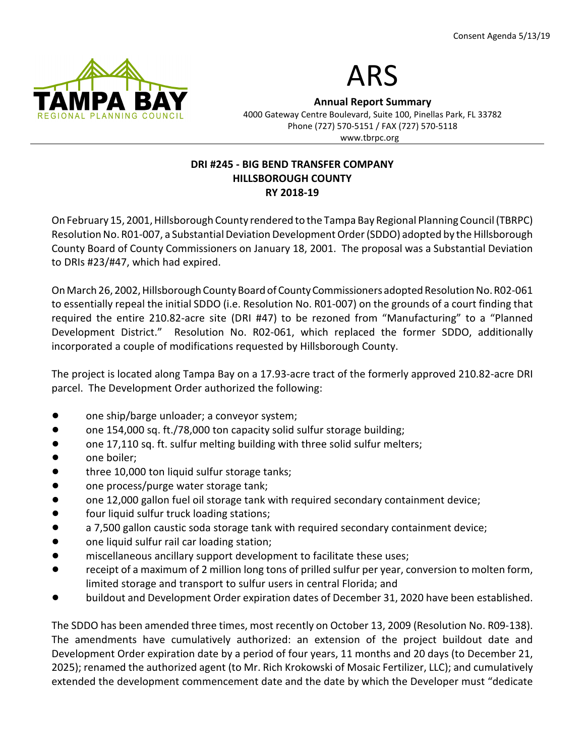Consent Agenda 5/13/19

TAMPA BAY
REGIONAL PLANNING COUNCIL

# ARS

**Annual Report Summary**
4000 Gateway Centre Boulevard, Suite 100, Pinellas Park, FL 33782
Phone (727) 570-5151 / FAX (727) 570-5118
www.tbrpc.org

**DRI #245 - BIG BEND TRANSFER COMPANY**
**HILLSBOROUGH COUNTY**
**RY 2018-19**

On February 15, 2001, Hillsborough County rendered to the Tampa Bay Regional Planning Council (TBRPC) Resolution No. R01-007, a Substantial Deviation Development Order (SDDO) adopted by the Hillsborough County Board of County Commissioners on January 18, 2001. The proposal was a Substantial Deviation to DRIs #23/#47, which had expired.

On March 26, 2002, Hillsborough County Board of County Commissioners adopted Resolution No. R02-061 to essentially repeal the initial SDDO (i.e. Resolution No. R01-007) on the grounds of a court finding that required the entire 210.82-acre site (DRI #47) to be rezoned from "Manufacturing" to a "Planned Development District." Resolution No. R02-061, which replaced the former SDDO, additionally incorporated a couple of modifications requested by Hillsborough County.

The project is located along Tampa Bay on a 17.93-acre tract of the formerly approved 210.82-acre DRI parcel. The Development Order authorized the following:

- one ship/barge unloader; a conveyor system;
- one 154,000 sq. ft./78,000 ton capacity solid sulfur storage building;
- one 17,110 sq. ft. sulfur melting building with three solid sulfur melters;
- one boiler;
- three 10,000 ton liquid sulfur storage tanks;
- one process/purge water storage tank;
- one 12,000 gallon fuel oil storage tank with required secondary containment device;
- four liquid sulfur truck loading stations;
- a 7,500 gallon caustic soda storage tank with required secondary containment device;
- one liquid sulfur rail car loading station;
- miscellaneous ancillary support development to facilitate these uses;
- receipt of a maximum of 2 million long tons of prilled sulfur per year, conversion to molten form, limited storage and transport to sulfur users in central Florida; and
- buildout and Development Order expiration dates of December 31, 2020 have been established.

The SDDO has been amended three times, most recently on October 13, 2009 (Resolution No. R09-138). The amendments have cumulatively authorized: an extension of the project buildout date and Development Order expiration date by a period of four years, 11 months and 20 days (to December 21, 2025); renamed the authorized agent (to Mr. Rich Krokowski of Mosaic Fertilizer, LLC); and cumulatively extended the development commencement date and the date by which the Developer must "dedicate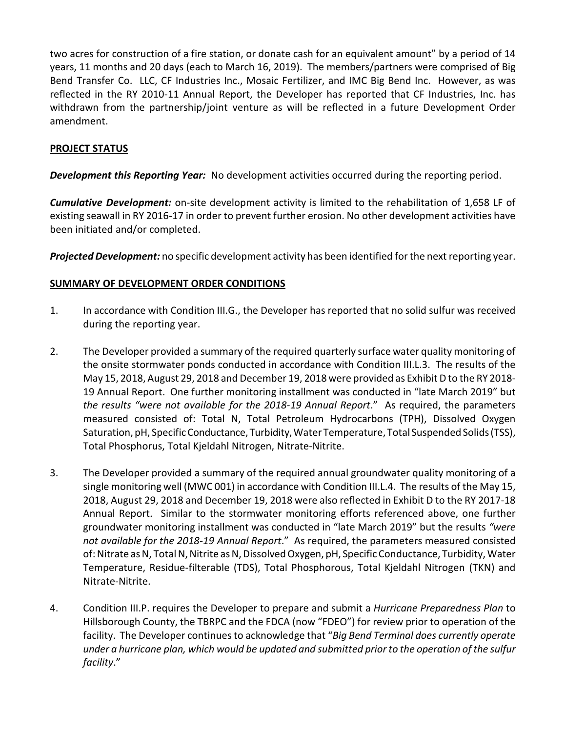two acres for construction of a fire station, or donate cash for an equivalent amount" by a period of 14 years, 11 months and 20 days (each to March 16, 2019). The members/partners were comprised of Big Bend Transfer Co. LLC, CF Industries Inc., Mosaic Fertilizer, and IMC Big Bend Inc. However, as was reflected in the RY 2010-11 Annual Report, the Developer has reported that CF Industries, Inc. has withdrawn from the partnership/joint venture as will be reflected in a future Development Order amendment.

**PROJECT STATUS**

***Development this Reporting Year:*** No development activities occurred during the reporting period.

***Cumulative Development:*** on-site development activity is limited to the rehabilitation of 1,658 LF of existing seawall in RY 2016-17 in order to prevent further erosion. No other development activities have been initiated and/or completed.

***Projected Development:*** no specific development activity has been identified for the next reporting year.

**SUMMARY OF DEVELOPMENT ORDER CONDITIONS**

1. In accordance with Condition III.G., the Developer has reported that no solid sulfur was received during the reporting year.

2. The Developer provided a summary of the required quarterly surface water quality monitoring of the onsite stormwater ponds conducted in accordance with Condition III.L.3. The results of the May 15, 2018, August 29, 2018 and December 19, 2018 were provided as Exhibit D to the RY 2018-19 Annual Report. One further monitoring installment was conducted in "late March 2019" but *the results "were not available for the 2018-19 Annual Report*." As required, the parameters measured consisted of: Total N, Total Petroleum Hydrocarbons (TPH), Dissolved Oxygen Saturation, pH, Specific Conductance, Turbidity, Water Temperature, Total Suspended Solids (TSS), Total Phosphorus, Total Kjeldahl Nitrogen, Nitrate-Nitrite.

3. The Developer provided a summary of the required annual groundwater quality monitoring of a single monitoring well (MWC 001) in accordance with Condition III.L.4. The results of the May 15, 2018, August 29, 2018 and December 19, 2018 were also reflected in Exhibit D to the RY 2017-18 Annual Report. Similar to the stormwater monitoring efforts referenced above, one further groundwater monitoring installment was conducted in "late March 2019" but the results *"were not available for the 2018-19 Annual Report*." As required, the parameters measured consisted of: Nitrate as N, Total N, Nitrite as N, Dissolved Oxygen, pH, Specific Conductance, Turbidity, Water Temperature, Residue-filterable (TDS), Total Phosphorous, Total Kjeldahl Nitrogen (TKN) and Nitrate-Nitrite.

4. Condition III.P. requires the Developer to prepare and submit a *Hurricane Preparedness Plan* to Hillsborough County, the TBRPC and the FDCA (now "FDEO") for review prior to operation of the facility. The Developer continues to acknowledge that "*Big Bend Terminal does currently operate under a hurricane plan, which would be updated and submitted prior to the operation of the sulfur facility*."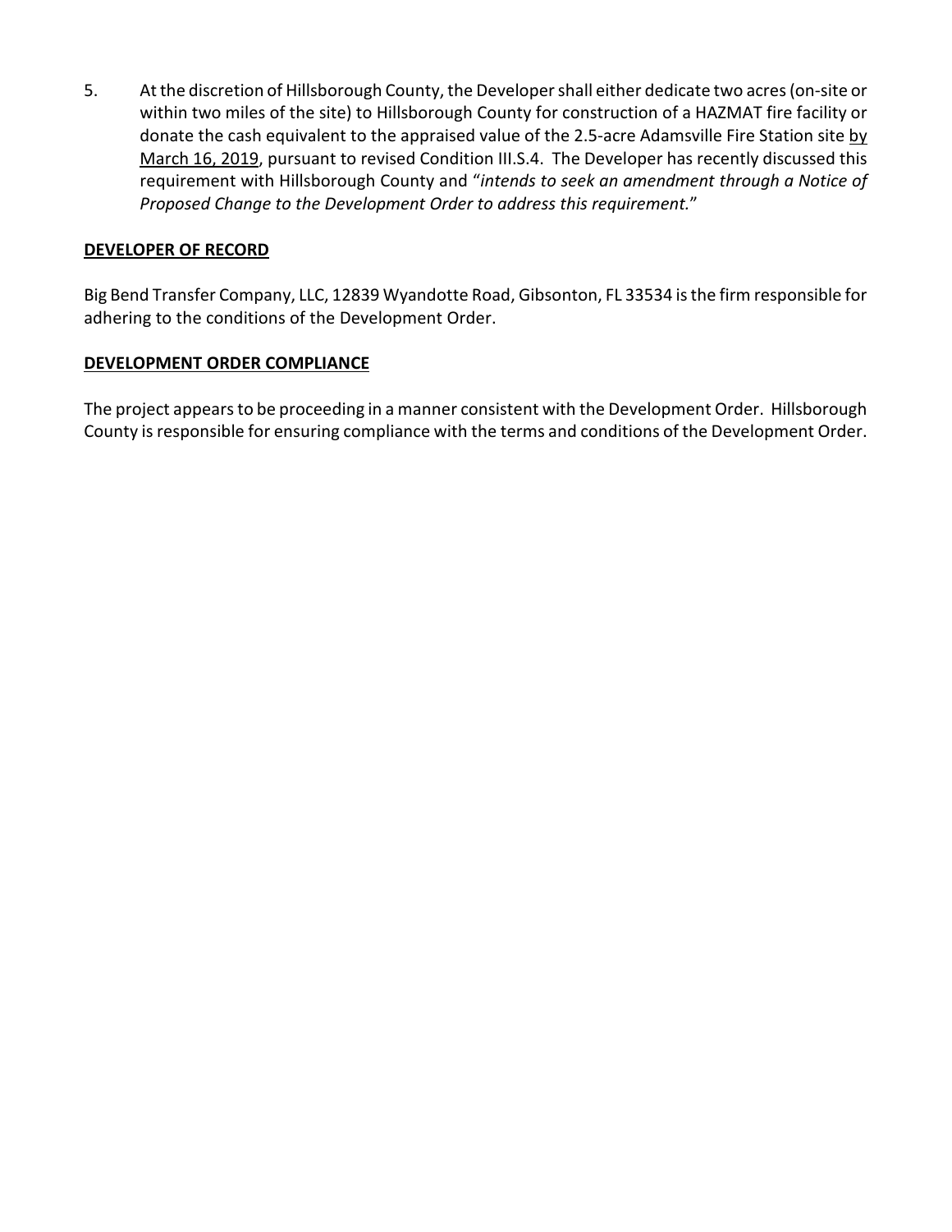5. At the discretion of Hillsborough County, the Developer shall either dedicate two acres (on-site or within two miles of the site) to Hillsborough County for construction of a HAZMAT fire facility or donate the cash equivalent to the appraised value of the 2.5-acre Adamsville Fire Station site <u>by March 16, 2019</u>, pursuant to revised Condition III.S.4. The Developer has recently discussed this requirement with Hillsborough County and "*intends to seek an amendment through a Notice of Proposed Change to the Development Order to address this requirement.*"

**<u>DEVELOPER OF RECORD</u>**

Big Bend Transfer Company, LLC, 12839 Wyandotte Road, Gibsonton, FL 33534 is the firm responsible for adhering to the conditions of the Development Order.

**<u>DEVELOPMENT ORDER COMPLIANCE</u>**

The project appears to be proceeding in a manner consistent with the Development Order. Hillsborough County is responsible for ensuring compliance with the terms and conditions of the Development Order.